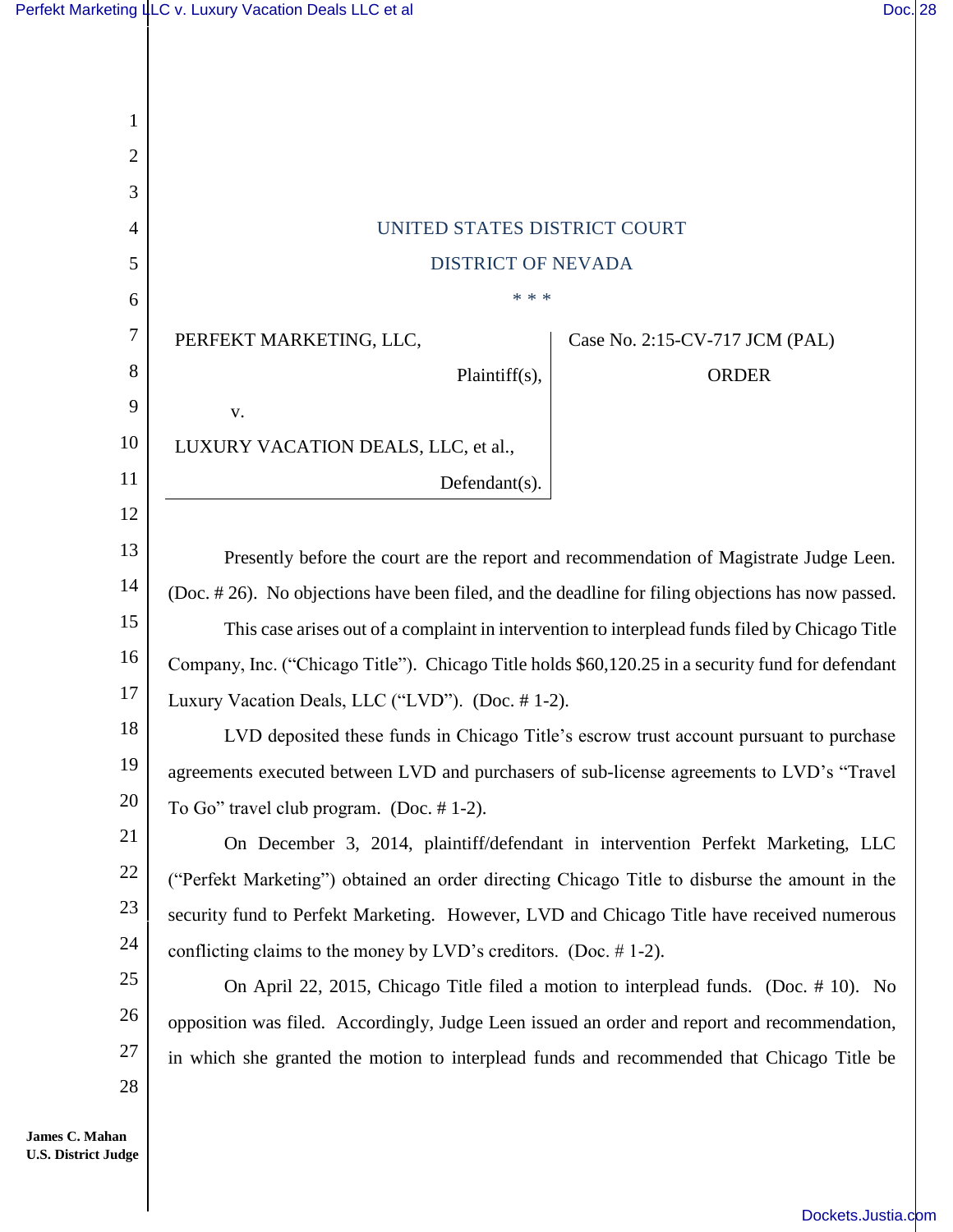UNITED STATES DISTRICT COURT

DISTRICT OF NEVADA

\* \* \*

| | |
|---|---|
| PERFEKT MARKETING, LLC,<br>Plaintiff(s),<br>v.<br>LUXURY VACATION DEALS, LLC, et al.,<br>Defendant(s). | Case No. 2:15-CV-717 JCM (PAL)<br><br>ORDER |

Presently before the court are the report and recommendation of Magistrate Judge Leen. (Doc. # 26). No objections have been filed, and the deadline for filing objections has now passed.

This case arises out of a complaint in intervention to interplead funds filed by Chicago Title Company, Inc. ("Chicago Title"). Chicago Title holds $60,120.25 in a security fund for defendant Luxury Vacation Deals, LLC ("LVD"). (Doc. # 1-2).

LVD deposited these funds in Chicago Title's escrow trust account pursuant to purchase agreements executed between LVD and purchasers of sub-license agreements to LVD's "Travel To Go" travel club program. (Doc. # 1-2).

On December 3, 2014, plaintiff/defendant in intervention Perfekt Marketing, LLC ("Perfekt Marketing") obtained an order directing Chicago Title to disburse the amount in the security fund to Perfekt Marketing. However, LVD and Chicago Title have received numerous conflicting claims to the money by LVD's creditors. (Doc. # 1-2).

On April 22, 2015, Chicago Title filed a motion to interplead funds. (Doc. # 10). No opposition was filed. Accordingly, Judge Leen issued an order and report and recommendation, in which she granted the motion to interplead funds and recommended that Chicago Title be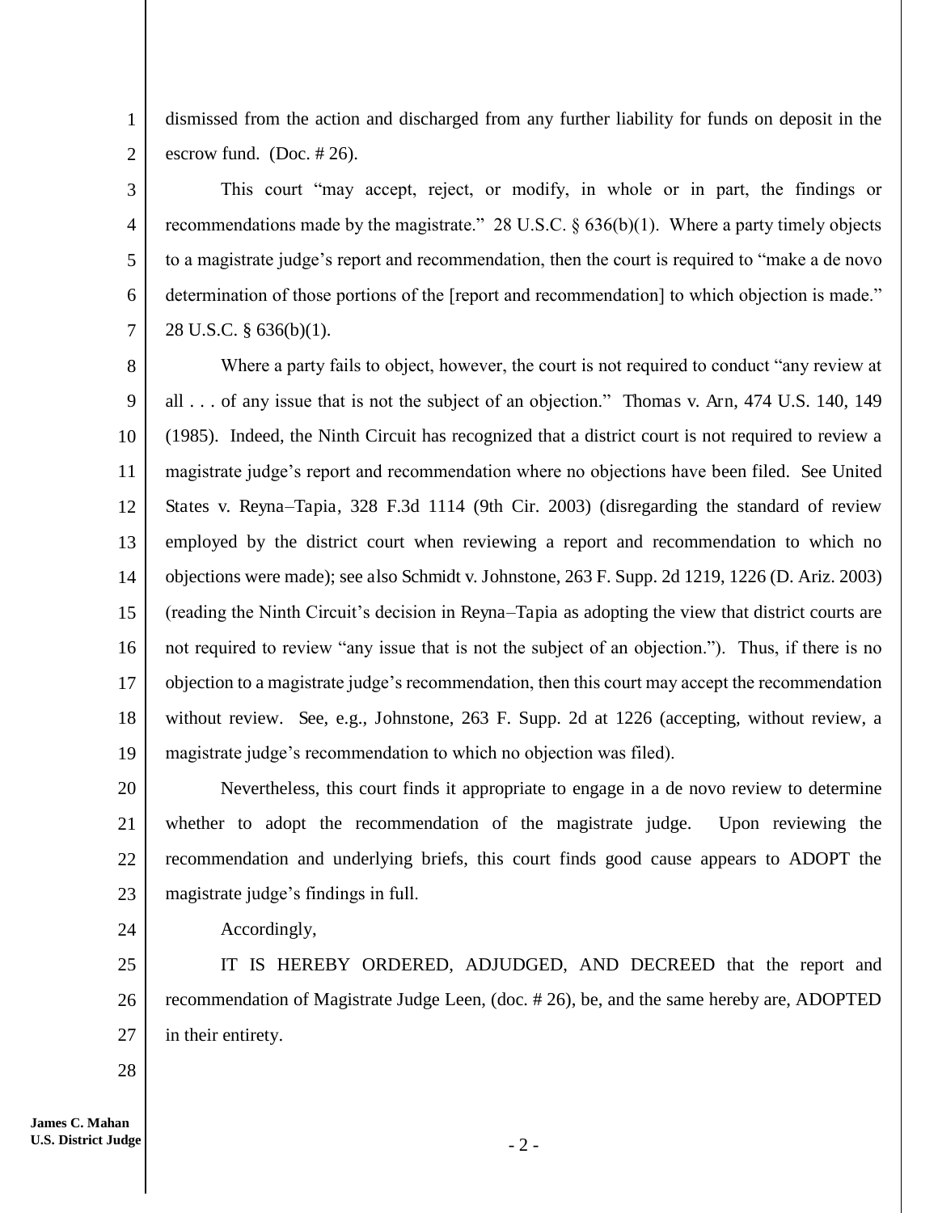dismissed from the action and discharged from any further liability for funds on deposit in the escrow fund. (Doc. # 26).

This court "may accept, reject, or modify, in whole or in part, the findings or recommendations made by the magistrate." 28 U.S.C. § 636(b)(1). Where a party timely objects to a magistrate judge's report and recommendation, then the court is required to "make a de novo determination of those portions of the [report and recommendation] to which objection is made." 28 U.S.C. § 636(b)(1).

Where a party fails to object, however, the court is not required to conduct "any review at all . . . of any issue that is not the subject of an objection." Thomas v. Arn, 474 U.S. 140, 149 (1985). Indeed, the Ninth Circuit has recognized that a district court is not required to review a magistrate judge's report and recommendation where no objections have been filed. See United States v. Reyna–Tapia, 328 F.3d 1114 (9th Cir. 2003) (disregarding the standard of review employed by the district court when reviewing a report and recommendation to which no objections were made); see also Schmidt v. Johnstone, 263 F. Supp. 2d 1219, 1226 (D. Ariz. 2003) (reading the Ninth Circuit's decision in Reyna–Tapia as adopting the view that district courts are not required to review "any issue that is not the subject of an objection."). Thus, if there is no objection to a magistrate judge's recommendation, then this court may accept the recommendation without review. See, e.g., Johnstone, 263 F. Supp. 2d at 1226 (accepting, without review, a magistrate judge's recommendation to which no objection was filed).

Nevertheless, this court finds it appropriate to engage in a de novo review to determine whether to adopt the recommendation of the magistrate judge. Upon reviewing the recommendation and underlying briefs, this court finds good cause appears to ADOPT the magistrate judge's findings in full.

Accordingly,

IT IS HEREBY ORDERED, ADJUDGED, AND DECREED that the report and recommendation of Magistrate Judge Leen, (doc. # 26), be, and the same hereby are, ADOPTED in their entirety.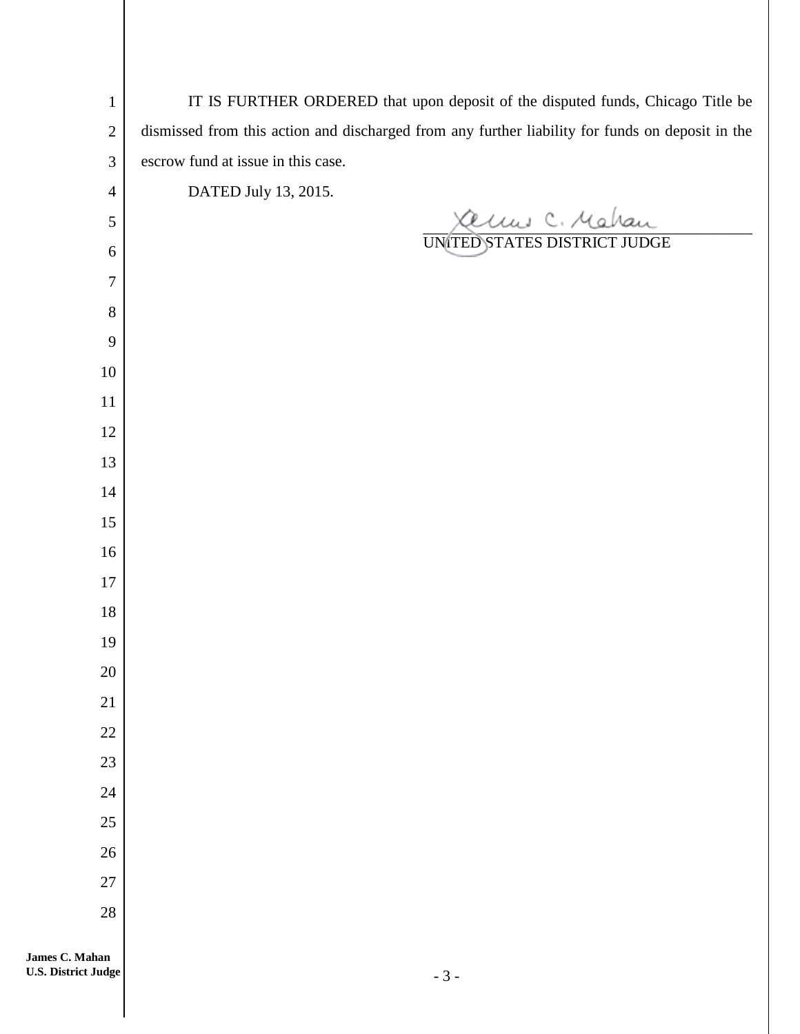IT IS FURTHER ORDERED that upon deposit of the disputed funds, Chicago Title be dismissed from this action and discharged from any further liability for funds on deposit in the escrow fund at issue in this case.

DATED July 13, 2015.

James C. Mahan

UNITED STATES DISTRICT JUDGE